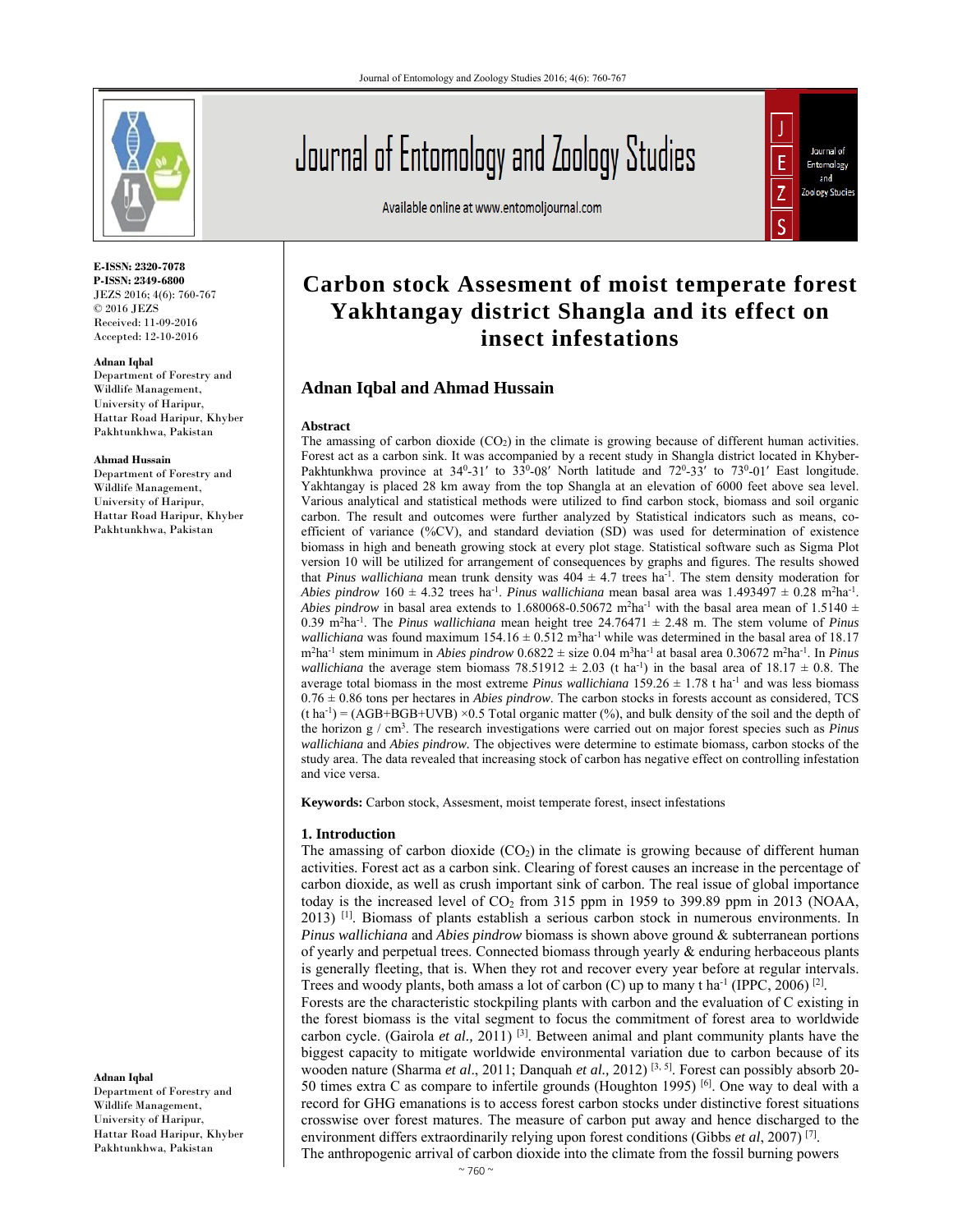# Carbon stock Assesment of moist temperate forest Yakhtangay district Shangla and its effect on insect infestations

**E-ISSN: 2320-7078**
**P-ISSN: 2349-6800**
JEZS 2016; 4(6): 760-767
© 2016 JEZS
Received: 11-09-2016
Accepted: 12-10-2016

**Adnan Iqbal**
Department of Forestry and Wildlife Management, University of Haripur, Hattar Road Haripur, Khyber Pakhtunkhwa, Pakistan

**Ahmad Hussain**
Department of Forestry and Wildlife Management, University of Haripur, Hattar Road Haripur, Khyber Pakhtunkhwa, Pakistan

## Adnan Iqbal and Ahmad Hussain

### Abstract

The amassing of carbon dioxide ($CO_2$) in the climate is growing because of different human activities. Forest act as a carbon sink. It was accompanied by a recent study in Shangla district located in Khyber-Pakhtunkhwa province at $34^0$-31′ to $33^0$-08′ North latitude and $72^0$-33′ to $73^0$-01′ East longitude. Yakhtangay is placed 28 km away from the top Shangla at an elevation of 6000 feet above sea level. Various analytical and statistical methods were utilized to find carbon stock, biomass and soil organic carbon. The result and outcomes were further analyzed by Statistical indicators such as means, co-efficient of variance (%CV), and standard deviation (SD) was used for determination of existence biomass in high and beneath growing stock at every plot stage. Statistical software such as Sigma Plot version 10 will be utilized for arrangement of consequences by graphs and figures. The results showed that *Pinus wallichiana* mean trunk density was $404 \pm 4.7$ trees $ha^{-1}$. The stem density moderation for *Abies pindrow* $160 \pm 4.32$ trees $ha^{-1}$. *Pinus wallichiana* mean basal area was $1.493497 \pm 0.28$ $m^2ha^{-1}$. *Abies pindrow* in basal area extends to 1.680068-0.50672 $m^2ha^{-1}$ with the basal area mean of $1.5140 \pm 0.39$ $m^2ha^{-1}$. The *Pinus wallichiana* mean height tree $24.76471 \pm 2.48$ m. The stem volume of *Pinus wallichiana* was found maximum $154.16 \pm 0.512$ $m^3ha^{-1}$ while was determined in the basal area of 18.17 $m^2ha^{-1}$ stem minimum in *Abies pindrow* $0.6822 \pm$ size 0.04 $m^3ha^{-1}$ at basal area 0.30672 $m^2ha^{-1}$. In *Pinus wallichiana* the average stem biomass $78.51912 \pm 2.03$ (t $ha^{-1}$) in the basal area of $18.17 \pm 0.8$. The average total biomass in the most extreme *Pinus wallichiana* $159.26 \pm 1.78$ t $ha^{-1}$ and was less biomass $0.76 \pm 0.86$ tons per hectares in *Abies pindrow*. The carbon stocks in forests account as considered, TCS (t $ha^{-1}$) = (AGB+BGB+UVB) ×0.5 Total organic matter (%), and bulk density of the soil and the depth of the horizon g / $cm^3$. The research investigations were carried out on major forest species such as *Pinus wallichiana* and *Abies pindrow*. The objectives were determine to estimate biomass, carbon stocks of the study area. The data revealed that increasing stock of carbon has negative effect on controlling infestation and vice versa.

**Keywords:** Carbon stock, Assesment, moist temperate forest, insect infestations

### 1. Introduction

The amassing of carbon dioxide ($CO_2$) in the climate is growing because of different human activities. Forest act as a carbon sink. Clearing of forest causes an increase in the percentage of carbon dioxide, as well as crush important sink of carbon. The real issue of global importance today is the increased level of $CO_2$ from 315 ppm in 1959 to 399.89 ppm in 2013 (NOAA, 2013) [1]. Biomass of plants establish a serious carbon stock in numerous environments. In *Pinus wallichiana* and *Abies pindrow* biomass is shown above ground & subterranean portions of yearly and perpetual trees. Connected biomass through yearly & enduring herbaceous plants is generally fleeting, that is. When they rot and recover every year before at regular intervals. Trees and woody plants, both amass a lot of carbon (C) up to many t $ha^{-1}$ (IPPC, 2006) [2].

Forests are the characteristic stockpiling plants with carbon and the evaluation of C existing in the forest biomass is the vital segment to focus the commitment of forest area to worldwide carbon cycle. (Gairola *et al.,* 2011) [3]. Between animal and plant community plants have the biggest capacity to mitigate worldwide environmental variation due to carbon because of its wooden nature (Sharma *et al*., 2011; Danquah *et al.,* 2012) [3, 5]. Forest can possibly absorb 20-50 times extra C as compare to infertile grounds (Houghton 1995) [6]. One way to deal with a record for GHG emanations is to access forest carbon stocks under distinctive forest situations crosswise over forest matures. The measure of carbon put away and hence discharged to the environment differs extraordinarily relying upon forest conditions (Gibbs *et al*, 2007) [7].

The anthropogenic arrival of carbon dioxide into the climate from the fossil burning powers

**Adnan Iqbal**
Department of Forestry and Wildlife Management, University of Haripur, Hattar Road Haripur, Khyber Pakhtunkhwa, Pakistan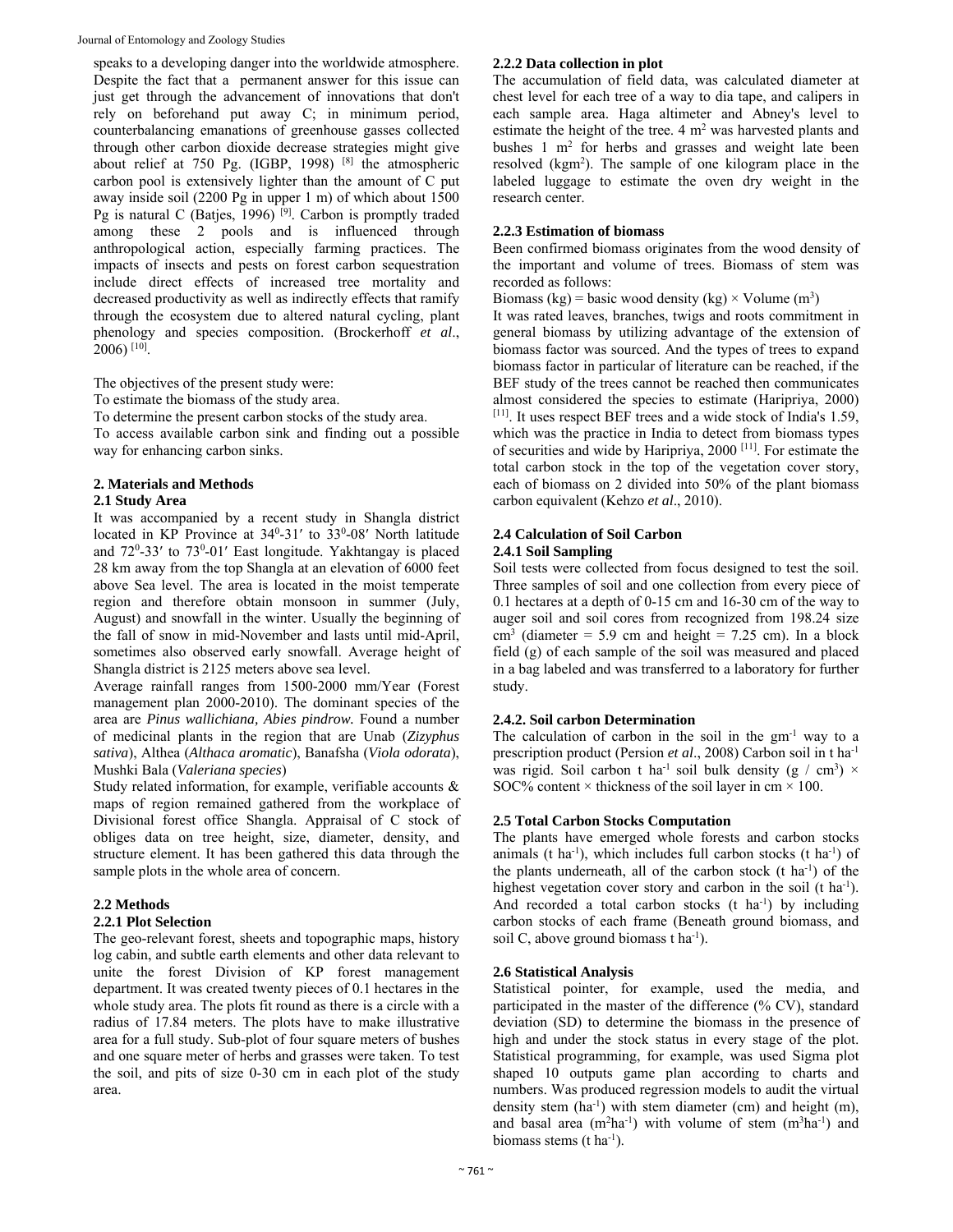speaks to a developing danger into the worldwide atmosphere. Despite the fact that a permanent answer for this issue can just get through the advancement of innovations that don't rely on beforehand put away C; in minimum period, counterbalancing emanations of greenhouse gasses collected through other carbon dioxide decrease strategies might give about relief at 750 Pg. (IGBP, 1998) [8] the atmospheric carbon pool is extensively lighter than the amount of C put away inside soil (2200 Pg in upper 1 m) of which about 1500 Pg is natural C (Batjes, 1996) [9]. Carbon is promptly traded among these 2 pools and is influenced through anthropological action, especially farming practices. The impacts of insects and pests on forest carbon sequestration include direct effects of increased tree mortality and decreased productivity as well as indirectly effects that ramify through the ecosystem due to altered natural cycling, plant phenology and species composition. (Brockerhoff *et al*., 2006) [10].

The objectives of the present study were:

To estimate the biomass of the study area.

To determine the present carbon stocks of the study area.

To access available carbon sink and finding out a possible way for enhancing carbon sinks.

## 2. Materials and Methods

### 2.1 Study Area

It was accompanied by a recent study in Shangla district located in KP Province at $34^0$-31′ to $33^0$-08′ North latitude and $72^0$-33′ to $73^0$-01′ East longitude. Yakhtangay is placed 28 km away from the top Shangla at an elevation of 6000 feet above Sea level. The area is located in the moist temperate region and therefore obtain monsoon in summer (July, August) and snowfall in the winter. Usually the beginning of the fall of snow in mid-November and lasts until mid-April, sometimes also observed early snowfall. Average height of Shangla district is 2125 meters above sea level.

Average rainfall ranges from 1500-2000 mm/Year (Forest management plan 2000-2010). The dominant species of the area are *Pinus wallichiana, Abies pindrow.* Found a number of medicinal plants in the region that are Unab (*Zizyphus sativa*), Althea (*Althaca aromatic*), Banafsha (*Viola odorata*), Mushki Bala (*Valeriana species*)

Study related information, for example, verifiable accounts & maps of region remained gathered from the workplace of Divisional forest office Shangla. Appraisal of C stock of obliges data on tree height, size, diameter, density, and structure element. It has been gathered this data through the sample plots in the whole area of concern.

### 2.2 Methods

#### 2.2.1 Plot Selection

The geo-relevant forest, sheets and topographic maps, history log cabin, and subtle earth elements and other data relevant to unite the forest Division of KP forest management department. It was created twenty pieces of 0.1 hectares in the whole study area. The plots fit round as there is a circle with a radius of 17.84 meters. The plots have to make illustrative area for a full study. Sub-plot of four square meters of bushes and one square meter of herbs and grasses were taken. To test the soil, and pits of size 0-30 cm in each plot of the study area.

#### 2.2.2 Data collection in plot

The accumulation of field data, was calculated diameter at chest level for each tree of a way to dia tape, and calipers in each sample area. Haga altimeter and Abney's level to estimate the height of the tree. 4 $m^2$ was harvested plants and bushes 1 $m^2$ for herbs and grasses and weight late been resolved ($kgm^2$). The sample of one kilogram place in the labeled luggage to estimate the oven dry weight in the research center.

#### 2.2.3 Estimation of biomass

Been confirmed biomass originates from the wood density of the important and volume of trees. Biomass of stem was recorded as follows:

Biomass (kg) = basic wood density (kg) × Volume ($m^3$)

It was rated leaves, branches, twigs and roots commitment in general biomass by utilizing advantage of the extension of biomass factor was sourced. And the types of trees to expand biomass factor in particular of literature can be reached, if the BEF study of the trees cannot be reached then communicates almost considered the species to estimate (Haripriya, 2000) [11]. It uses respect BEF trees and a wide stock of India's 1.59, which was the practice in India to detect from biomass types of securities and wide by Haripriya, 2000 [11]. For estimate the total carbon stock in the top of the vegetation cover story, each of biomass on 2 divided into 50% of the plant biomass carbon equivalent (Kehzo *et al*., 2010).

### 2.4 Calculation of Soil Carbon

#### 2.4.1 Soil Sampling

Soil tests were collected from focus designed to test the soil. Three samples of soil and one collection from every piece of 0.1 hectares at a depth of 0-15 cm and 16-30 cm of the way to auger soil and soil cores from recognized from 198.24 size $cm^3$ (diameter = 5.9 cm and height = 7.25 cm). In a block field (g) of each sample of the soil was measured and placed in a bag labeled and was transferred to a laboratory for further study.

#### 2.4.2. Soil carbon Determination

The calculation of carbon in the soil in the $gm^{-1}$ way to a prescription product (Persion *et al*., 2008) Carbon soil in t $ha^{-1}$ was rigid. Soil carbon t $ha^{-1}$ soil bulk density (g / $cm^3$) × SOC% content × thickness of the soil layer in cm × 100.

### 2.5 Total Carbon Stocks Computation

The plants have emerged whole forests and carbon stocks animals (t $ha^{-1}$), which includes full carbon stocks (t $ha^{-1}$) of the plants underneath, all of the carbon stock (t $ha^{-1}$) of the highest vegetation cover story and carbon in the soil (t $ha^{-1}$). And recorded a total carbon stocks (t $ha^{-1}$) by including carbon stocks of each frame (Beneath ground biomass, and soil C, above ground biomass t $ha^{-1}$).

### 2.6 Statistical Analysis

Statistical pointer, for example, used the media, and participated in the master of the difference (% CV), standard deviation (SD) to determine the biomass in the presence of high and under the stock status in every stage of the plot. Statistical programming, for example, was used Sigma plot shaped 10 outputs game plan according to charts and numbers. Was produced regression models to audit the virtual density stem ($ha^{-1}$) with stem diameter (cm) and height (m), and basal area ($m^2ha^{-1}$) with volume of stem ($m^3ha^{-1}$) and biomass stems (t $ha^{-1}$).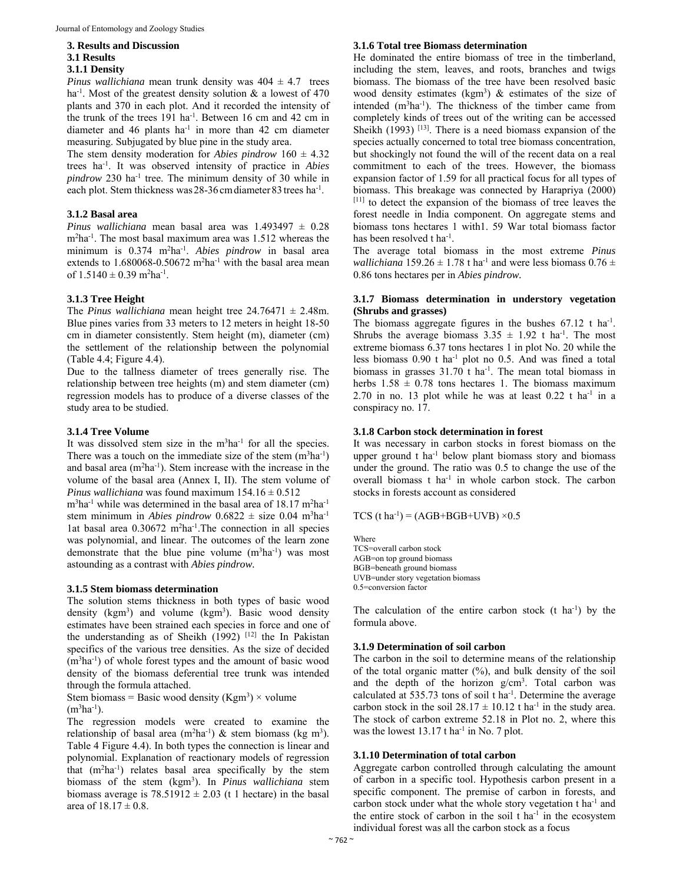### 3. Results and Discussion

### 3.1 Results

### 3.1.1 Density

*Pinus wallichiana* mean trunk density was 404 ± 4.7 trees $ha^{-1}$. Most of the greatest density solution & a lowest of 470 plants and 370 in each plot. And it recorded the intensity of the trunk of the trees 191 $ha^{-1}$. Between 16 cm and 42 cm in diameter and 46 plants $ha^{-1}$ in more than 42 cm diameter measuring. Subjugated by blue pine in the study area.

The stem density moderation for *Abies pindrow* 160 ± 4.32 trees $ha^{-1}$. It was observed intensity of practice in *Abies pindrow* 230 $ha^{-1}$ tree. The minimum density of 30 while in each plot. Stem thickness was 28-36 cm diameter 83 trees $ha^{-1}$.

### 3.1.2 Basal area

*Pinus wallichiana* mean basal area was 1.493497 ± 0.28 $m^2ha^{-1}$. The most basal maximum area was 1.512 whereas the minimum is 0.374 $m^2ha^{-1}$. *Abies pindrow* in basal area extends to 1.680068-0.50672 $m^2ha^{-1}$ with the basal area mean of 1.5140 ± 0.39 $m^2ha^{-1}$.

### 3.1.3 Tree Height

The *Pinus wallichiana* mean height tree 24.76471 ± 2.48m. Blue pines varies from 33 meters to 12 meters in height 18-50 cm in diameter consistently. Stem height (m), diameter (cm) the settlement of the relationship between the polynomial (Table 4.4; Figure 4.4).

Due to the tallness diameter of trees generally rise. The relationship between tree heights (m) and stem diameter (cm) regression models has to produce of a diverse classes of the study area to be studied.

### 3.1.4 Tree Volume

It was dissolved stem size in the $m^3ha^{-1}$ for all the species. There was a touch on the immediate size of the stem ($m^3ha^{-1}$) and basal area ($m^2ha^{-1}$). Stem increase with the increase in the volume of the basal area (Annex I, II). The stem volume of *Pinus wallichiana* was found maximum 154.16 ± 0.512 $m^3ha^{-1}$ while was determined in the basal area of 18.17 $m^2ha^{-1}$ stem minimum in *Abies pindrow* 0.6822 ± size 0.04 $m^3ha^{-1}$ 1at basal area 0.30672 $m^2ha^{-1}$.The connection in all species was polynomial, and linear. The outcomes of the learn zone demonstrate that the blue pine volume ($m^3ha^{-1}$) was most astounding as a contrast with *Abies pindrow*.

### 3.1.5 Stem biomass determination

The solution stems thickness in both types of basic wood density ($kgm^3$) and volume ($kgm^3$). Basic wood density estimates have been strained each species in force and one of the understanding as of Sheikh (1992) [12] the In Pakistan specifics of the various tree densities. As the size of decided ($m^3ha^{-1}$) of whole forest types and the amount of basic wood density of the biomass deferential tree trunk was intended through the formula attached.

Stem biomass = Basic wood density ($Kgm^3$) × volume ($m^3ha^{-1}$).

The regression models were created to examine the relationship of basal area ($m^2ha^{-1}$) & stem biomass (kg $m^3$). Table 4 Figure 4.4). In both types the connection is linear and polynomial. Explanation of reactionary models of regression that ($m^2ha^{-1}$) relates basal area specifically by the stem biomass of the stem ($kgm^3$). In *Pinus wallichiana* stem biomass average is 78.51912 ± 2.03 (t 1 hectare) in the basal area of 18.17 ± 0.8.

### 3.1.6 Total tree Biomass determination

He dominated the entire biomass of tree in the timberland, including the stem, leaves, and roots, branches and twigs biomass. The biomass of the tree have been resolved basic wood density estimates ($kgm^3$) & estimates of the size of intended ($m^3ha^{-1}$). The thickness of the timber came from completely kinds of trees out of the writing can be accessed Sheikh (1993) [13]. There is a need biomass expansion of the species actually concerned to total tree biomass concentration, but shockingly not found the will of the recent data on a real commitment to each of the trees. However, the biomass expansion factor of 1.59 for all practical focus for all types of biomass. This breakage was connected by Harapriya (2000) [11] to detect the expansion of the biomass of tree leaves the forest needle in India component. On aggregate stems and biomass tons hectares 1 with1. 59 War total biomass factor has been resolved t $ha^{-1}$.

The average total biomass in the most extreme *Pinus wallichiana* 159.26 ± 1.78 t $ha^{-1}$ and were less biomass 0.76 ± 0.86 tons hectares per in *Abies pindrow*.

### 3.1.7 Biomass determination in understory vegetation (Shrubs and grasses)

The biomass aggregate figures in the bushes 67.12 t $ha^{-1}$. Shrubs the average biomass 3.35 ± 1.92 t $ha^{-1}$. The most extreme biomass 6.37 tons hectares 1 in plot No. 20 while the less biomass 0.90 t $ha^{-1}$ plot no 0.5. And was fined a total biomass in grasses 31.70 t $ha^{-1}$. The mean total biomass in herbs 1.58 ± 0.78 tons hectares 1. The biomass maximum 2.70 in no. 13 plot while he was at least 0.22 t $ha^{-1}$ in a conspiracy no. 17.

### 3.1.8 Carbon stock determination in forest

It was necessary in carbon stocks in forest biomass on the upper ground t $ha^{-1}$ below plant biomass story and biomass under the ground. The ratio was 0.5 to change the use of the overall biomass t $ha^{-1}$ in whole carbon stock. The carbon stocks in forests account as considered

$$TCS\ (t\ ha^{-1}) = (AGB+BGB+UVB) \times 0.5$$

Where
TCS=overall carbon stock
AGB=on top ground biomass
BGB=beneath ground biomass
UVB=under story vegetation biomass
0.5=conversion factor

The calculation of the entire carbon stock (t $ha^{-1}$) by the formula above.

### 3.1.9 Determination of soil carbon

The carbon in the soil to determine means of the relationship of the total organic matter (%), and bulk density of the soil and the depth of the horizon $g/cm^3$. Total carbon was calculated at 535.73 tons of soil t $ha^{-1}$. Determine the average carbon stock in the soil 28.17 ± 10.12 t $ha^{-1}$ in the study area. The stock of carbon extreme 52.18 in Plot no. 2, where this was the lowest 13.17 t $ha^{-1}$ in No. 7 plot.

### 3.1.10 Determination of total carbon

Aggregate carbon controlled through calculating the amount of carbon in a specific tool. Hypothesis carbon present in a specific component. The premise of carbon in forests, and carbon stock under what the whole story vegetation t $ha^{-1}$ and the entire stock of carbon in the soil t $ha^{-1}$ in the ecosystem individual forest was all the carbon stock as a focus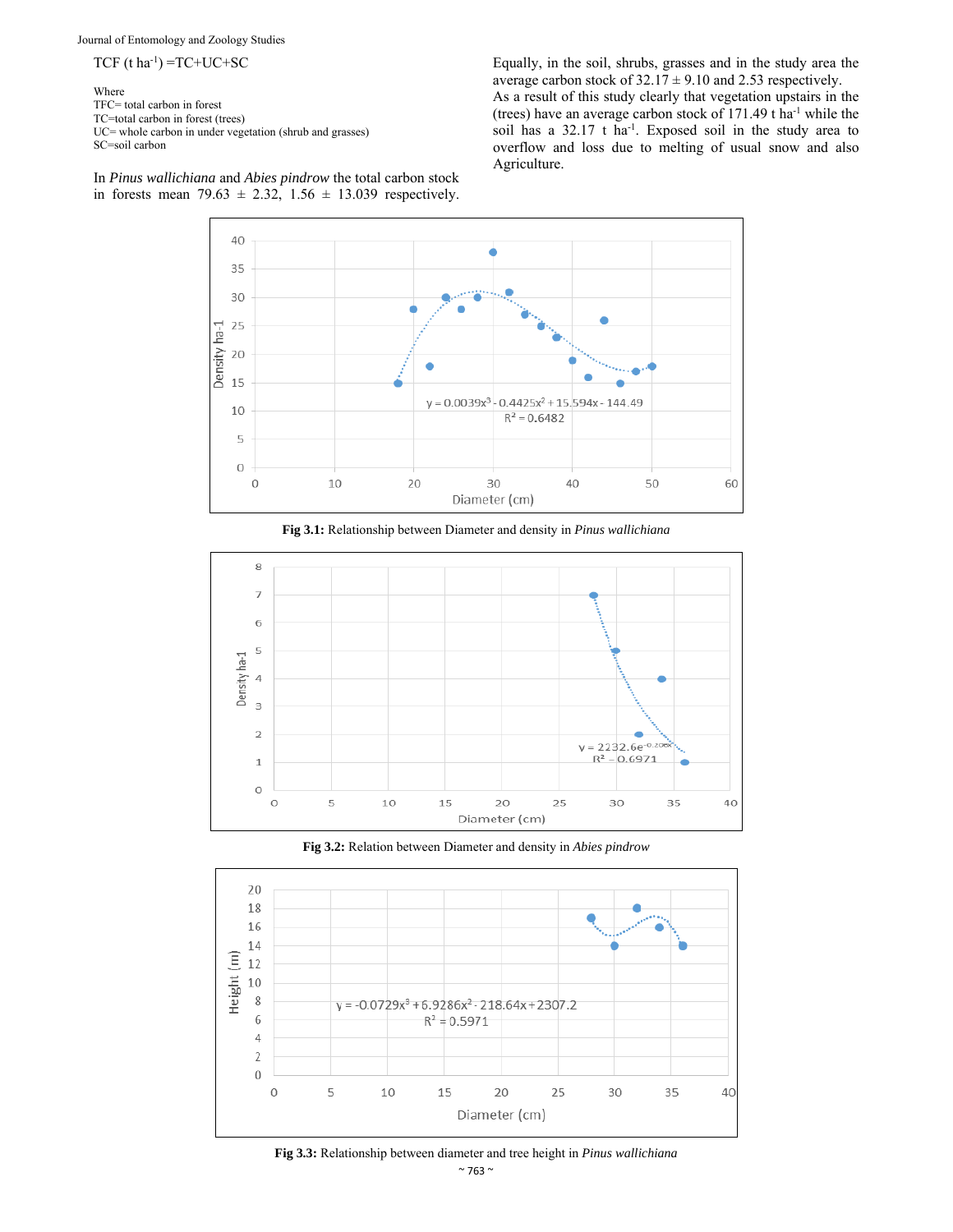TCF (t ha$^{-1}$) =TC+UC+SC

Where
TFC= total carbon in forest
TC=total carbon in forest (trees)
UC= whole carbon in under vegetation (shrub and grasses)
SC=soil carbon

In *Pinus wallichiana* and *Abies pindrow* the total carbon stock in forests mean 79.63 ± 2.32, 1.56 ± 13.039 respectively. Equally, in the soil, shrubs, grasses and in the study area the average carbon stock of 32.17 ± 9.10 and 2.53 respectively. As a result of this study clearly that vegetation upstairs in the (trees) have an average carbon stock of 171.49 t ha$^{-1}$ while the soil has a 32.17 t ha$^{-1}$. Exposed soil in the study area to overflow and loss due to melting of usual snow and also Agriculture.

**Fig 3.1:** Relationship between Diameter and density in *Pinus wallichiana*

**Fig 3.2:** Relation between Diameter and density in *Abies pindrow*

**Fig 3.3:** Relationship between diameter and tree height in *Pinus wallichiana*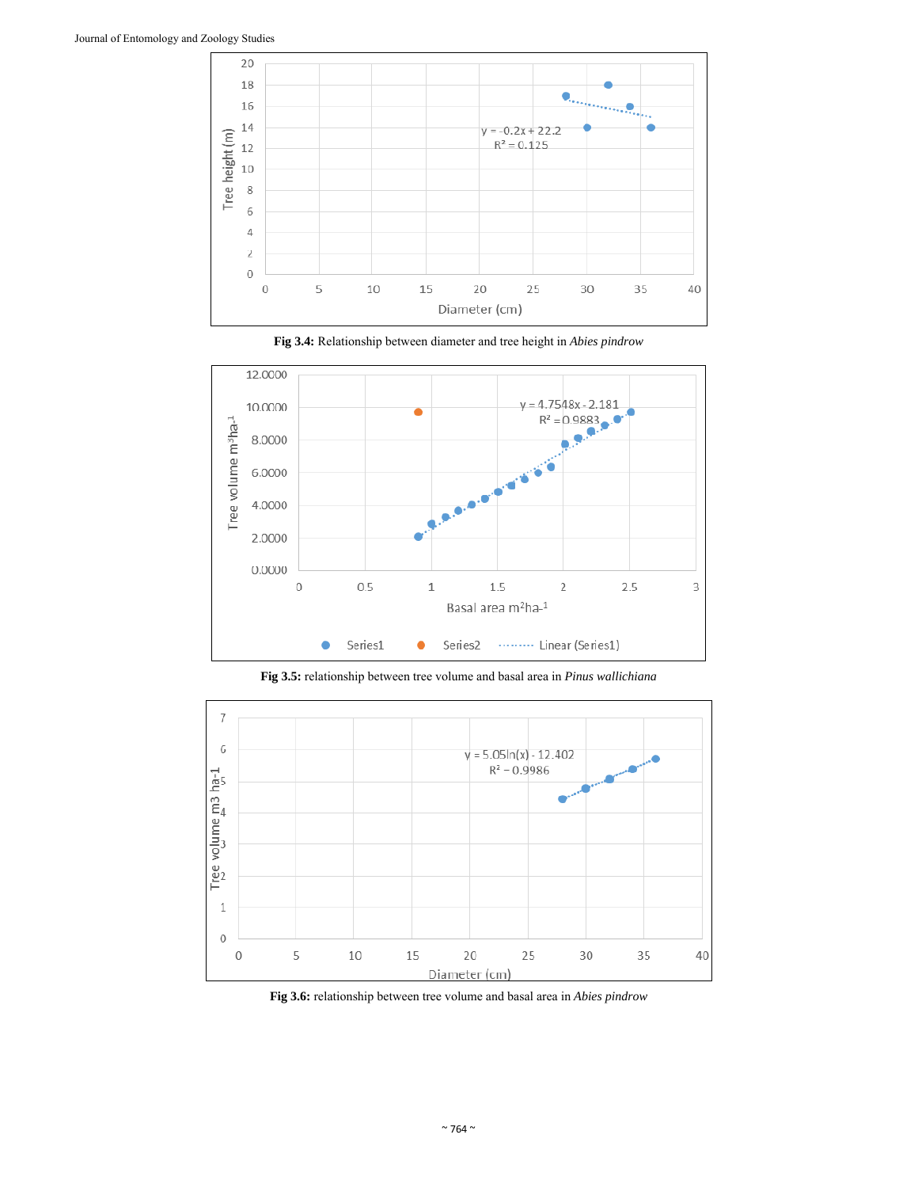**Fig 3.4:** Relationship between diameter and tree height in *Abies pindrow*

**Fig 3.5:** relationship between tree volume and basal area in *Pinus wallichiana*

**Fig 3.6:** relationship between tree volume and basal area in *Abies pindrow*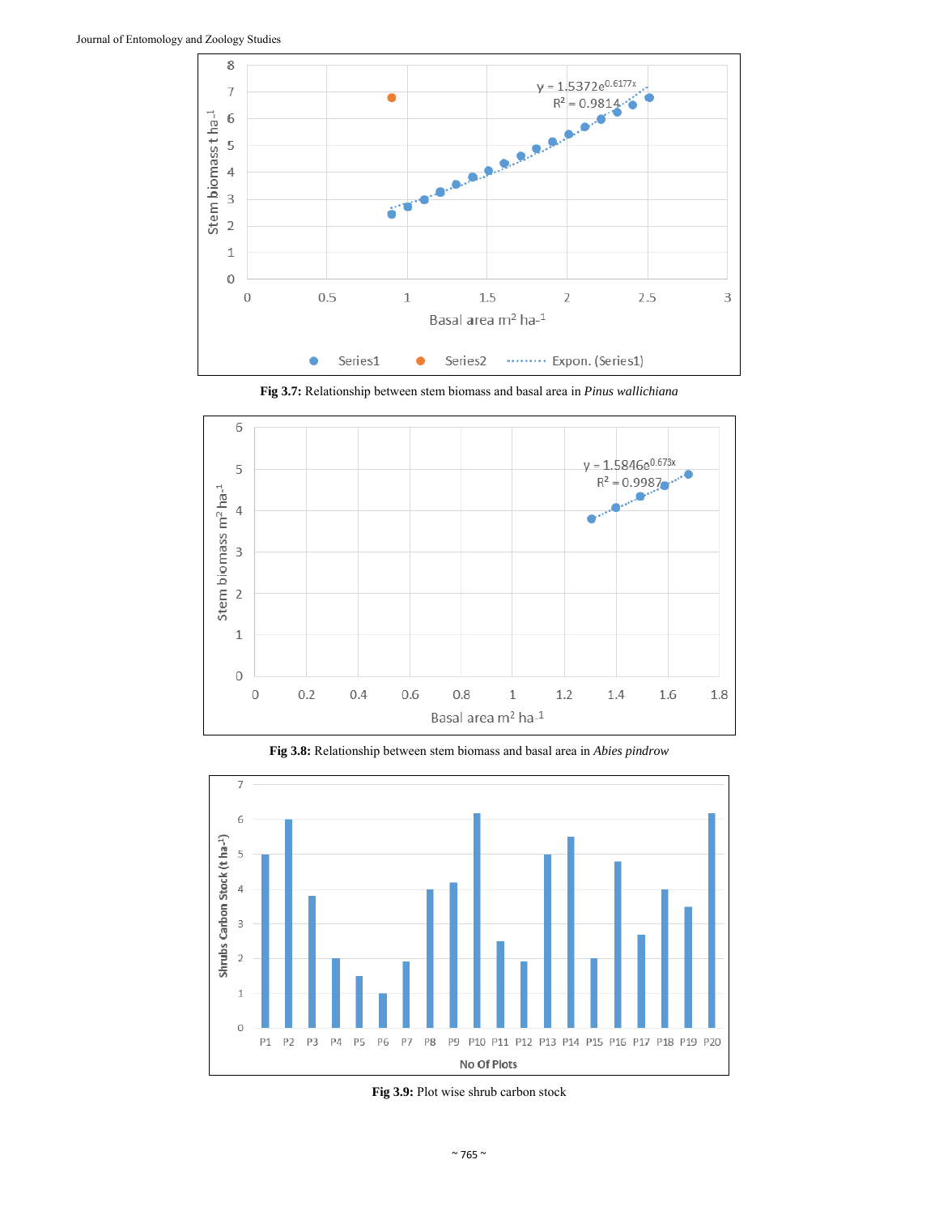Fig 3.7: Relationship between stem biomass and basal area in *Pinus wallichiana*

Fig 3.8: Relationship between stem biomass and basal area in *Abies pindrow*

Fig 3.9: Plot wise shrub carbon stock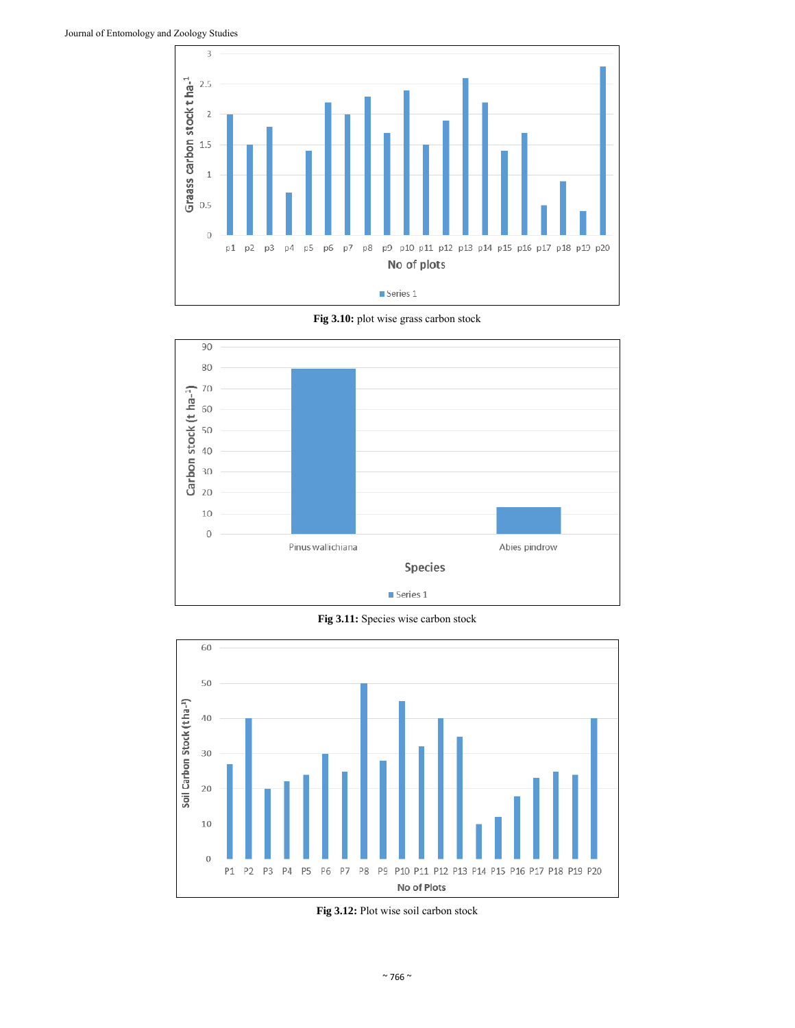Fig 3.10: plot wise grass carbon stock

Fig 3.11: Species wise carbon stock

Fig 3.12: Plot wise soil carbon stock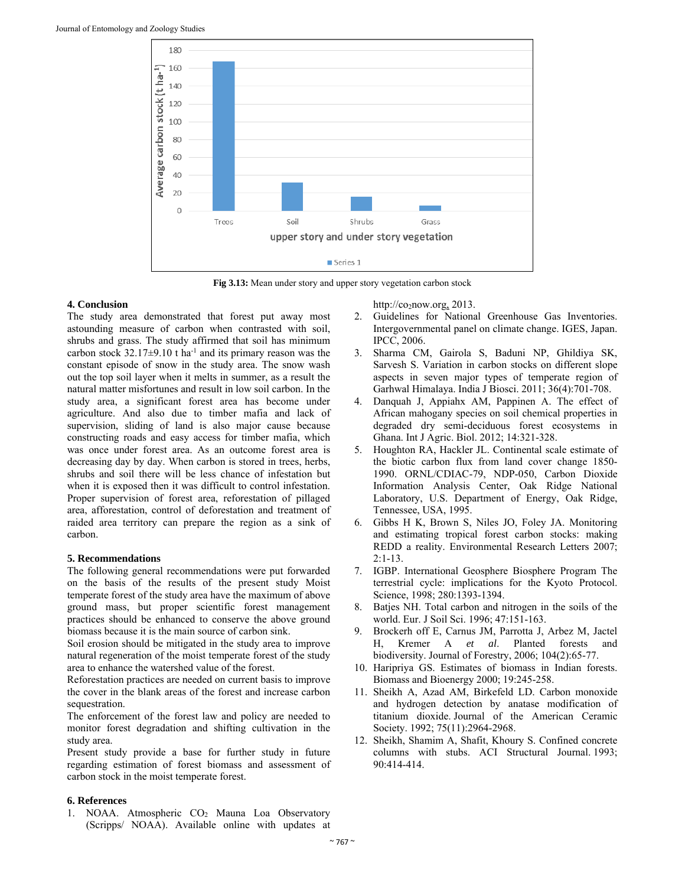180
160
140
120
100
80
60
40
20
0

Average carbon stock [t ha-1]

Trees
Soil
Shrubs
Grass

upper story and under story vegetation

Series 1

**Fig 3.13:** Mean under story and upper story vegetation carbon stock

## 4. Conclusion

The study area demonstrated that forest put away most astounding measure of carbon when contrasted with soil, shrubs and grass. The study affirmed that soil has minimum carbon stock 32.17±9.10 t $ha^{-1}$ and its primary reason was the constant episode of snow in the study area. The snow wash out the top soil layer when it melts in summer, as a result the natural matter misfortunes and result in low soil carbon. In the study area, a significant forest area has become under agriculture. And also due to timber mafia and lack of supervision, sliding of land is also major cause because constructing roads and easy access for timber mafia, which was once under forest area. As an outcome forest area is decreasing day by day. When carbon is stored in trees, herbs, shrubs and soil there will be less chance of infestation but when it is exposed then it was difficult to control infestation. Proper supervision of forest area, reforestation of pillaged area, afforestation, control of deforestation and treatment of raided area territory can prepare the region as a sink of carbon.

## 5. Recommendations

The following general recommendations were put forwarded on the basis of the results of the present study Moist temperate forest of the study area have the maximum of above ground mass, but proper scientific forest management practices should be enhanced to conserve the above ground biomass because it is the main source of carbon sink.

Soil erosion should be mitigated in the study area to improve natural regeneration of the moist temperate forest of the study area to enhance the watershed value of the forest.

Reforestation practices are needed on current basis to improve the cover in the blank areas of the forest and increase carbon sequestration.

The enforcement of the forest law and policy are needed to monitor forest degradation and shifting cultivation in the study area.

Present study provide a base for further study in future regarding estimation of forest biomass and assessment of carbon stock in the moist temperate forest.

## 6. References

1. NOAA. Atmospheric $CO_2$ Mauna Loa Observatory (Scripps/ NOAA). Available online with updates at http://co$_2$now.org, 2013.
2. Guidelines for National Greenhouse Gas Inventories. Intergovernmental panel on climate change. IGES, Japan. IPCC, 2006.
3. Sharma CM, Gairola S, Baduni NP, Ghildiya SK, Sarvesh S. Variation in carbon stocks on different slope aspects in seven major types of temperate region of Garhwal Himalaya. India J Biosci. 2011; 36(4):701-708.
4. Danquah J, Appiahx AM, Pappinen A. The effect of African mahogany species on soil chemical properties in degraded dry semi-deciduous forest ecosystems in Ghana. Int J Agric. Biol. 2012; 14:321-328.
5. Houghton RA, Hackler JL. Continental scale estimate of the biotic carbon flux from land cover change 1850-1990. ORNL/CDIAC-79, NDP-050, Carbon Dioxide Information Analysis Center, Oak Ridge National Laboratory, U.S. Department of Energy, Oak Ridge, Tennessee, USA, 1995.
6. Gibbs H K, Brown S, Niles JO, Foley JA. Monitoring and estimating tropical forest carbon stocks: making REDD a reality. Environmental Research Letters 2007; 2:1-13.
7. IGBP. International Geosphere Biosphere Program The terrestrial cycle: implications for the Kyoto Protocol. Science, 1998; 280:1393-1394.
8. Batjes NH. Total carbon and nitrogen in the soils of the world. Eur. J Soil Sci. 1996; 47:151-163.
9. Brockerh off E, Carnus JM, Parrotta J, Arbez M, Jactel H, Kremer A *et al.* Planted forests and biodiversity. Journal of Forestry, 2006; 104(2):65-77.
10. Haripriya GS. Estimates of biomass in Indian forests. Biomass and Bioenergy 2000; 19:245-258.
11. Sheikh A, Azad AM, Birkefeld LD. Carbon monoxide and hydrogen detection by anatase modification of titanium dioxide. Journal of the American Ceramic Society. 1992; 75(11):2964-2968.
12. Sheikh, Shamim A, Shafit, Khoury S. Confined concrete columns with stubs. ACI Structural Journal. 1993; 90:414-414.